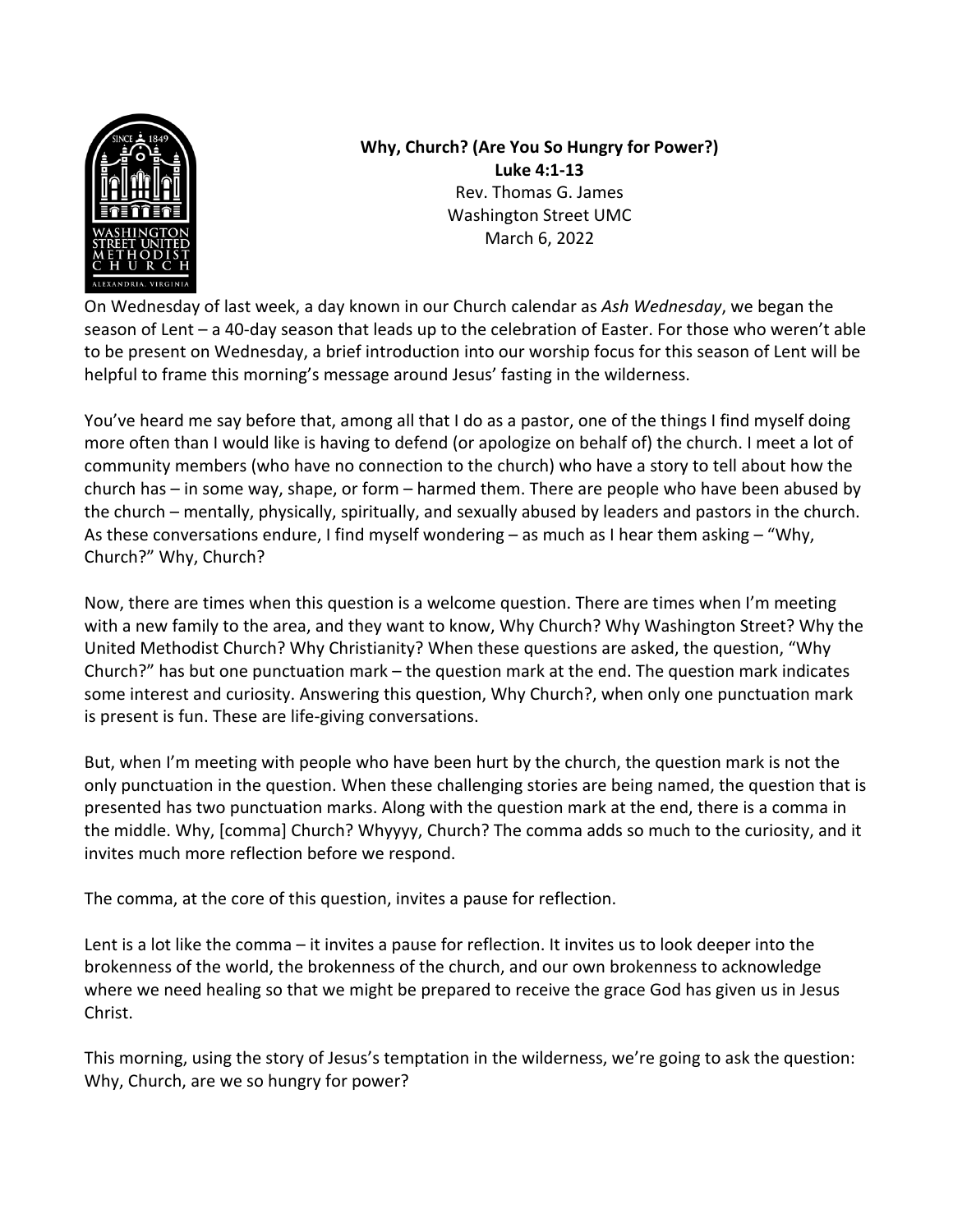**Why, Church? (Are You So Hungry for Power?)**
**Luke 4:1-13**
Rev. Thomas G. James
Washington Street UMC
March 6, 2022

On Wednesday of last week, a day known in our Church calendar as *Ash Wednesday*, we began the season of Lent – a 40-day season that leads up to the celebration of Easter. For those who weren't able to be present on Wednesday, a brief introduction into our worship focus for this season of Lent will be helpful to frame this morning's message around Jesus' fasting in the wilderness.

You've heard me say before that, among all that I do as a pastor, one of the things I find myself doing more often than I would like is having to defend (or apologize on behalf of) the church. I meet a lot of community members (who have no connection to the church) who have a story to tell about how the church has – in some way, shape, or form – harmed them. There are people who have been abused by the church – mentally, physically, spiritually, and sexually abused by leaders and pastors in the church. As these conversations endure, I find myself wondering – as much as I hear them asking – "Why, Church?" Why, Church?

Now, there are times when this question is a welcome question. There are times when I'm meeting with a new family to the area, and they want to know, Why Church? Why Washington Street? Why the United Methodist Church? Why Christianity? When these questions are asked, the question, "Why Church?" has but one punctuation mark – the question mark at the end. The question mark indicates some interest and curiosity. Answering this question, Why Church?, when only one punctuation mark is present is fun. These are life-giving conversations.

But, when I'm meeting with people who have been hurt by the church, the question mark is not the only punctuation in the question. When these challenging stories are being named, the question that is presented has two punctuation marks. Along with the question mark at the end, there is a comma in the middle. Why, [comma] Church? Whyyyy, Church? The comma adds so much to the curiosity, and it invites much more reflection before we respond.

The comma, at the core of this question, invites a pause for reflection.

Lent is a lot like the comma – it invites a pause for reflection. It invites us to look deeper into the brokenness of the world, the brokenness of the church, and our own brokenness to acknowledge where we need healing so that we might be prepared to receive the grace God has given us in Jesus Christ.

This morning, using the story of Jesus's temptation in the wilderness, we're going to ask the question: Why, Church, are we so hungry for power?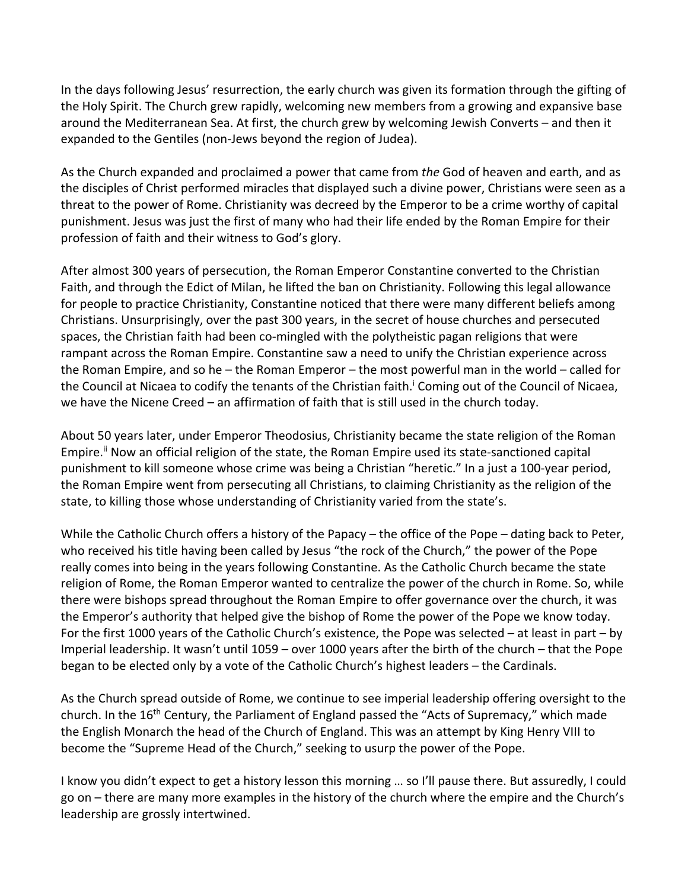In the days following Jesus' resurrection, the early church was given its formation through the gifting of the Holy Spirit. The Church grew rapidly, welcoming new members from a growing and expansive base around the Mediterranean Sea. At first, the church grew by welcoming Jewish Converts – and then it expanded to the Gentiles (non-Jews beyond the region of Judea).

As the Church expanded and proclaimed a power that came from *the* God of heaven and earth, and as the disciples of Christ performed miracles that displayed such a divine power, Christians were seen as a threat to the power of Rome. Christianity was decreed by the Emperor to be a crime worthy of capital punishment. Jesus was just the first of many who had their life ended by the Roman Empire for their profession of faith and their witness to God's glory.

After almost 300 years of persecution, the Roman Emperor Constantine converted to the Christian Faith, and through the Edict of Milan, he lifted the ban on Christianity. Following this legal allowance for people to practice Christianity, Constantine noticed that there were many different beliefs among Christians. Unsurprisingly, over the past 300 years, in the secret of house churches and persecuted spaces, the Christian faith had been co-mingled with the polytheistic pagan religions that were rampant across the Roman Empire. Constantine saw a need to unify the Christian experience across the Roman Empire, and so he – the Roman Emperor – the most powerful man in the world – called for the Council at Nicaea to codify the tenants of the Christian faith.[i] Coming out of the Council of Nicaea, we have the Nicene Creed – an affirmation of faith that is still used in the church today.

About 50 years later, under Emperor Theodosius, Christianity became the state religion of the Roman Empire.[ii] Now an official religion of the state, the Roman Empire used its state-sanctioned capital punishment to kill someone whose crime was being a Christian "heretic." In a just a 100-year period, the Roman Empire went from persecuting all Christians, to claiming Christianity as the religion of the state, to killing those whose understanding of Christianity varied from the state's.

While the Catholic Church offers a history of the Papacy – the office of the Pope – dating back to Peter, who received his title having been called by Jesus "the rock of the Church," the power of the Pope really comes into being in the years following Constantine. As the Catholic Church became the state religion of Rome, the Roman Emperor wanted to centralize the power of the church in Rome. So, while there were bishops spread throughout the Roman Empire to offer governance over the church, it was the Emperor's authority that helped give the bishop of Rome the power of the Pope we know today. For the first 1000 years of the Catholic Church's existence, the Pope was selected – at least in part – by Imperial leadership. It wasn't until 1059 – over 1000 years after the birth of the church – that the Pope began to be elected only by a vote of the Catholic Church's highest leaders – the Cardinals.

As the Church spread outside of Rome, we continue to see imperial leadership offering oversight to the church. In the 16th Century, the Parliament of England passed the "Acts of Supremacy," which made the English Monarch the head of the Church of England. This was an attempt by King Henry VIII to become the "Supreme Head of the Church," seeking to usurp the power of the Pope.

I know you didn't expect to get a history lesson this morning … so I'll pause there. But assuredly, I could go on – there are many more examples in the history of the church where the empire and the Church's leadership are grossly intertwined.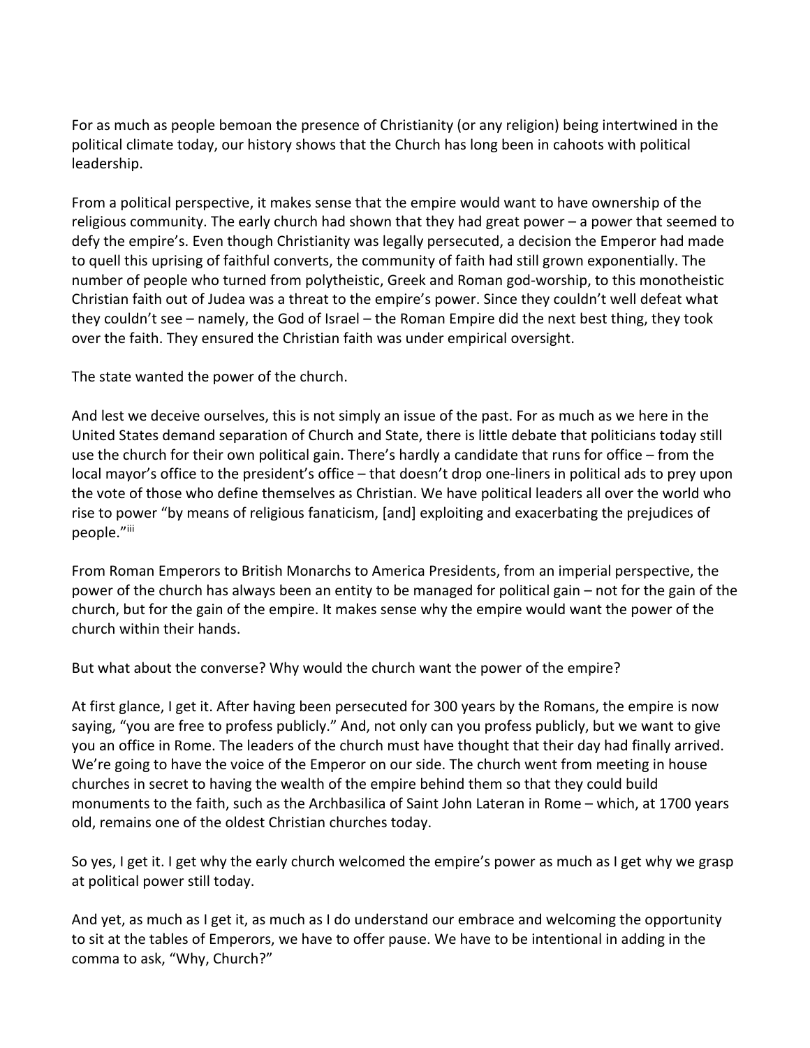For as much as people bemoan the presence of Christianity (or any religion) being intertwined in the political climate today, our history shows that the Church has long been in cahoots with political leadership.

From a political perspective, it makes sense that the empire would want to have ownership of the religious community. The early church had shown that they had great power – a power that seemed to defy the empire's. Even though Christianity was legally persecuted, a decision the Emperor had made to quell this uprising of faithful converts, the community of faith had still grown exponentially. The number of people who turned from polytheistic, Greek and Roman god-worship, to this monotheistic Christian faith out of Judea was a threat to the empire's power. Since they couldn't well defeat what they couldn't see – namely, the God of Israel – the Roman Empire did the next best thing, they took over the faith. They ensured the Christian faith was under empirical oversight.

The state wanted the power of the church.

And lest we deceive ourselves, this is not simply an issue of the past. For as much as we here in the United States demand separation of Church and State, there is little debate that politicians today still use the church for their own political gain. There's hardly a candidate that runs for office – from the local mayor's office to the president's office – that doesn't drop one-liners in political ads to prey upon the vote of those who define themselves as Christian. We have political leaders all over the world who rise to power "by means of religious fanaticism, [and] exploiting and exacerbating the prejudices of people."[iii]

From Roman Emperors to British Monarchs to America Presidents, from an imperial perspective, the power of the church has always been an entity to be managed for political gain – not for the gain of the church, but for the gain of the empire. It makes sense why the empire would want the power of the church within their hands.

But what about the converse? Why would the church want the power of the empire?

At first glance, I get it. After having been persecuted for 300 years by the Romans, the empire is now saying, "you are free to profess publicly." And, not only can you profess publicly, but we want to give you an office in Rome. The leaders of the church must have thought that their day had finally arrived. We're going to have the voice of the Emperor on our side. The church went from meeting in house churches in secret to having the wealth of the empire behind them so that they could build monuments to the faith, such as the Archbasilica of Saint John Lateran in Rome – which, at 1700 years old, remains one of the oldest Christian churches today.

So yes, I get it. I get why the early church welcomed the empire's power as much as I get why we grasp at political power still today.

And yet, as much as I get it, as much as I do understand our embrace and welcoming the opportunity to sit at the tables of Emperors, we have to offer pause. We have to be intentional in adding in the comma to ask, "Why, Church?"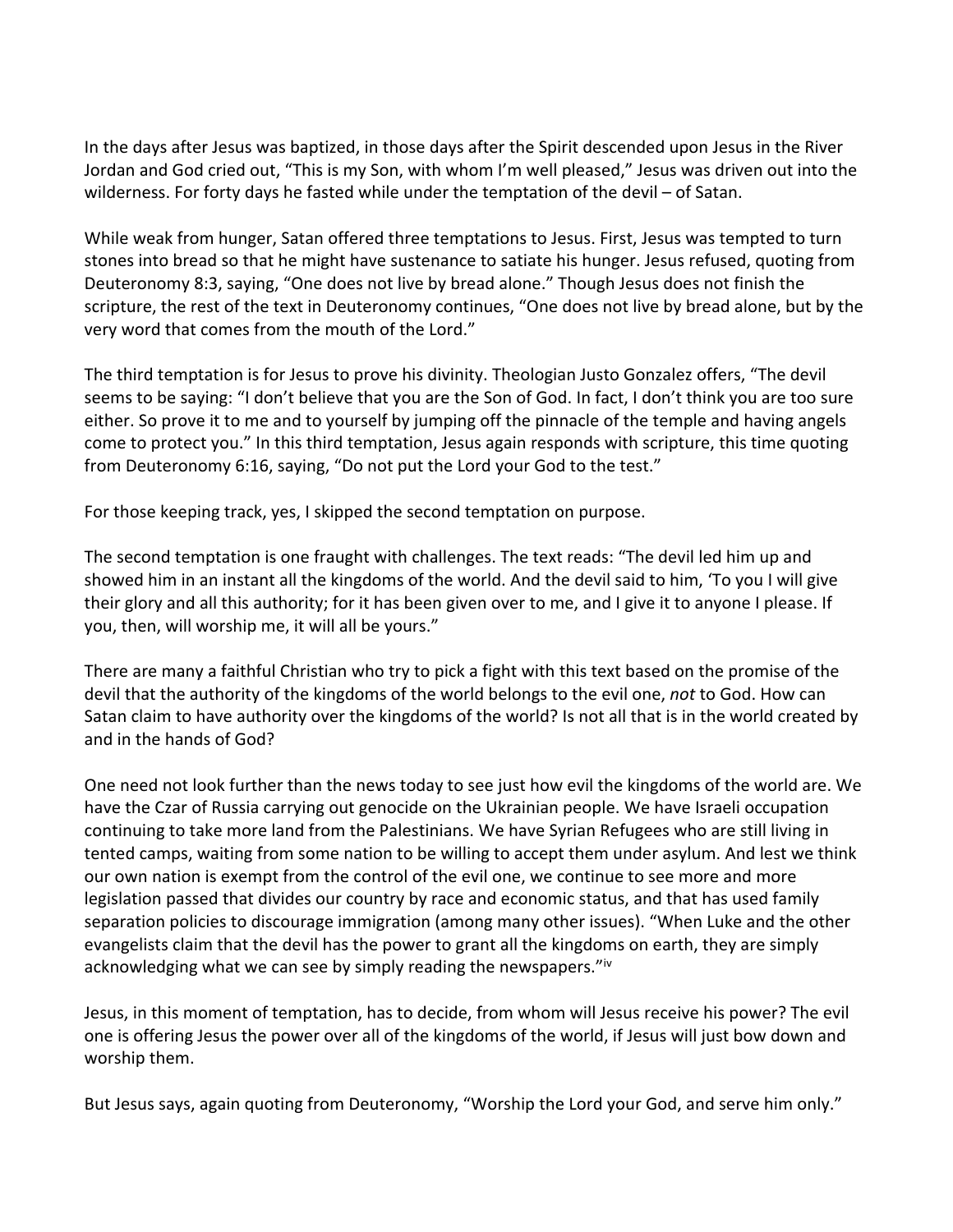In the days after Jesus was baptized, in those days after the Spirit descended upon Jesus in the River Jordan and God cried out, "This is my Son, with whom I'm well pleased," Jesus was driven out into the wilderness. For forty days he fasted while under the temptation of the devil – of Satan.

While weak from hunger, Satan offered three temptations to Jesus. First, Jesus was tempted to turn stones into bread so that he might have sustenance to satiate his hunger. Jesus refused, quoting from Deuteronomy 8:3, saying, "One does not live by bread alone." Though Jesus does not finish the scripture, the rest of the text in Deuteronomy continues, "One does not live by bread alone, but by the very word that comes from the mouth of the Lord."

The third temptation is for Jesus to prove his divinity. Theologian Justo Gonzalez offers, "The devil seems to be saying: "I don't believe that you are the Son of God. In fact, I don't think you are too sure either. So prove it to me and to yourself by jumping off the pinnacle of the temple and having angels come to protect you." In this third temptation, Jesus again responds with scripture, this time quoting from Deuteronomy 6:16, saying, "Do not put the Lord your God to the test."

For those keeping track, yes, I skipped the second temptation on purpose.

The second temptation is one fraught with challenges. The text reads: "The devil led him up and showed him in an instant all the kingdoms of the world. And the devil said to him, 'To you I will give their glory and all this authority; for it has been given over to me, and I give it to anyone I please. If you, then, will worship me, it will all be yours."

There are many a faithful Christian who try to pick a fight with this text based on the promise of the devil that the authority of the kingdoms of the world belongs to the evil one, *not* to God. How can Satan claim to have authority over the kingdoms of the world? Is not all that is in the world created by and in the hands of God?

One need not look further than the news today to see just how evil the kingdoms of the world are. We have the Czar of Russia carrying out genocide on the Ukrainian people. We have Israeli occupation continuing to take more land from the Palestinians. We have Syrian Refugees who are still living in tented camps, waiting from some nation to be willing to accept them under asylum. And lest we think our own nation is exempt from the control of the evil one, we continue to see more and more legislation passed that divides our country by race and economic status, and that has used family separation policies to discourage immigration (among many other issues). "When Luke and the other evangelists claim that the devil has the power to grant all the kingdoms on earth, they are simply acknowledging what we can see by simply reading the newspapers."[iv]

Jesus, in this moment of temptation, has to decide, from whom will Jesus receive his power? The evil one is offering Jesus the power over all of the kingdoms of the world, if Jesus will just bow down and worship them.

But Jesus says, again quoting from Deuteronomy, "Worship the Lord your God, and serve him only."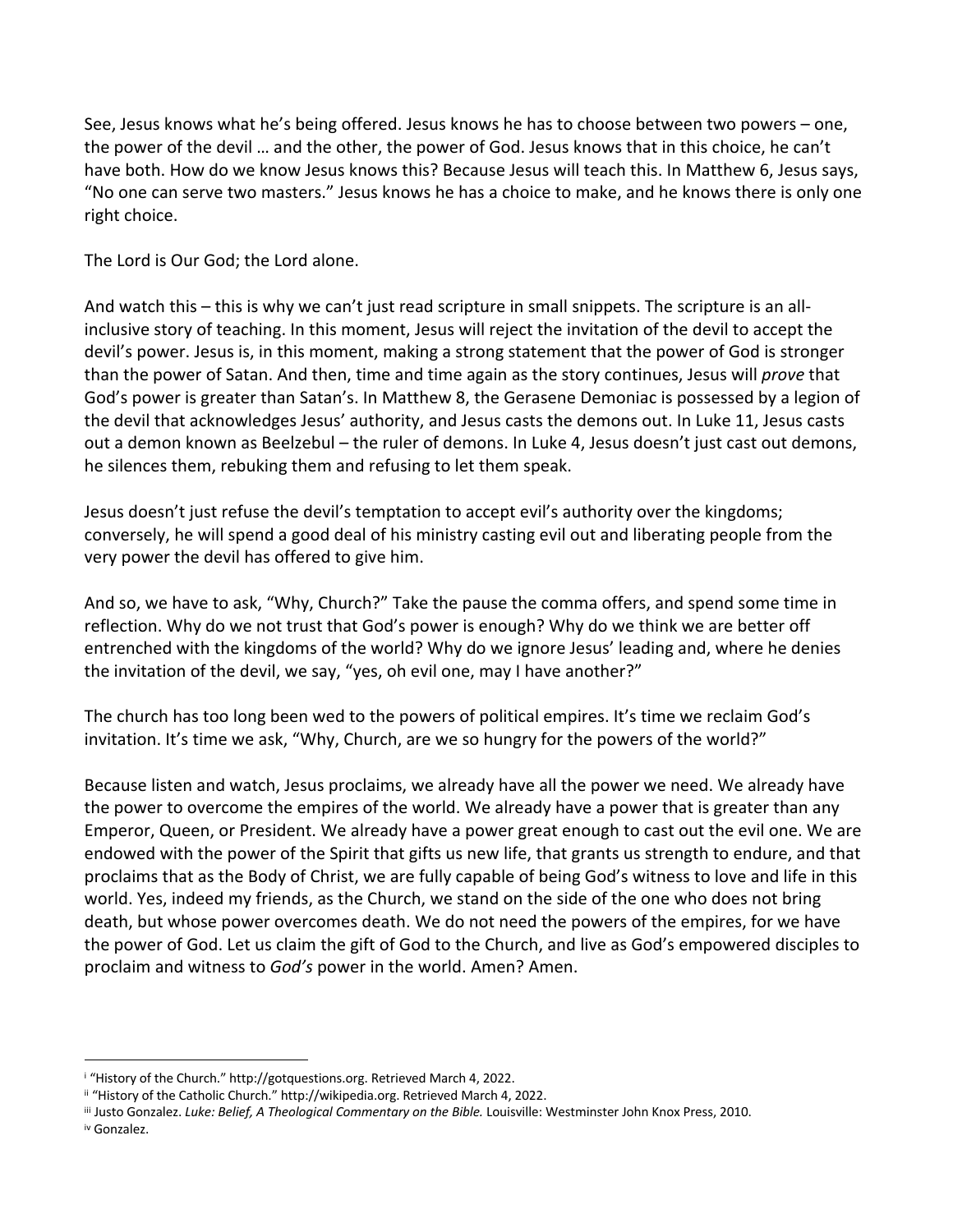See, Jesus knows what he's being offered. Jesus knows he has to choose between two powers – one, the power of the devil … and the other, the power of God. Jesus knows that in this choice, he can't have both. How do we know Jesus knows this? Because Jesus will teach this. In Matthew 6, Jesus says, "No one can serve two masters." Jesus knows he has a choice to make, and he knows there is only one right choice.

The Lord is Our God; the Lord alone.

And watch this – this is why we can't just read scripture in small snippets. The scripture is an all-inclusive story of teaching. In this moment, Jesus will reject the invitation of the devil to accept the devil's power. Jesus is, in this moment, making a strong statement that the power of God is stronger than the power of Satan. And then, time and time again as the story continues, Jesus will *prove* that God's power is greater than Satan's. In Matthew 8, the Gerasene Demoniac is possessed by a legion of the devil that acknowledges Jesus' authority, and Jesus casts the demons out. In Luke 11, Jesus casts out a demon known as Beelzebul – the ruler of demons. In Luke 4, Jesus doesn't just cast out demons, he silences them, rebuking them and refusing to let them speak.

Jesus doesn't just refuse the devil's temptation to accept evil's authority over the kingdoms; conversely, he will spend a good deal of his ministry casting evil out and liberating people from the very power the devil has offered to give him.

And so, we have to ask, "Why, Church?" Take the pause the comma offers, and spend some time in reflection. Why do we not trust that God's power is enough? Why do we think we are better off entrenched with the kingdoms of the world? Why do we ignore Jesus' leading and, where he denies the invitation of the devil, we say, "yes, oh evil one, may I have another?"

The church has too long been wed to the powers of political empires. It's time we reclaim God's invitation. It's time we ask, "Why, Church, are we so hungry for the powers of the world?"

Because listen and watch, Jesus proclaims, we already have all the power we need. We already have the power to overcome the empires of the world. We already have a power that is greater than any Emperor, Queen, or President. We already have a power great enough to cast out the evil one. We are endowed with the power of the Spirit that gifts us new life, that grants us strength to endure, and that proclaims that as the Body of Christ, we are fully capable of being God's witness to love and life in this world. Yes, indeed my friends, as the Church, we stand on the side of the one who does not bring death, but whose power overcomes death. We do not need the powers of the empires, for we have the power of God. Let us claim the gift of God to the Church, and live as God's empowered disciples to proclaim and witness to *God's* power in the world. Amen? Amen.

---

[i] "History of the Church." http://gotquestions.org. Retrieved March 4, 2022.

[ii] "History of the Catholic Church." http://wikipedia.org. Retrieved March 4, 2022.

[iii] Justo Gonzalez. *Luke: Belief, A Theological Commentary on the Bible.* Louisville: Westminster John Knox Press, 2010.

[iv] Gonzalez.